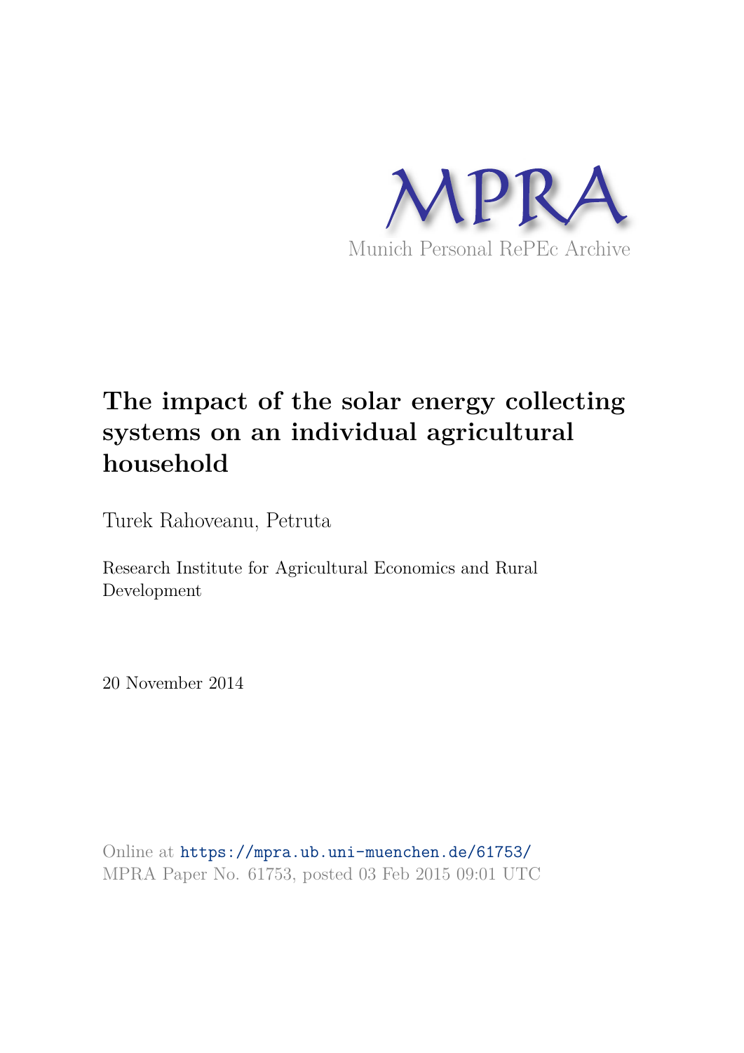MPRA

Munich Personal RePEc Archive

# The impact of the solar energy collecting systems on an individual agricultural household

Turek Rahoveanu, Petruta

Research Institute for Agricultural Economics and Rural Development

20 November 2014

Online at https://mpra.ub.uni-muenchen.de/61753/
MPRA Paper No. 61753, posted 03 Feb 2015 09:01 UTC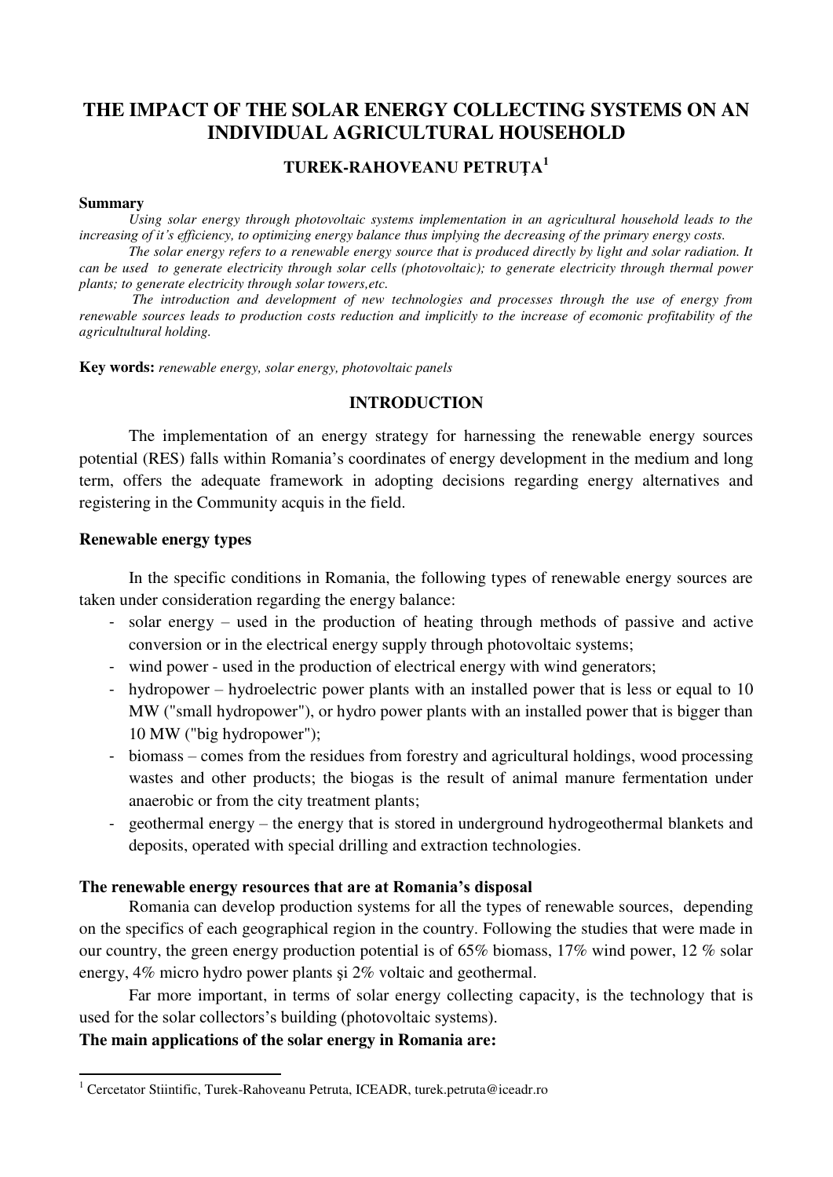# THE IMPACT OF THE SOLAR ENERGY COLLECTING SYSTEMS ON AN INDIVIDUAL AGRICULTURAL HOUSEHOLD

**TUREK-RAHOVEANU PETRUȚA[1]**

**Summary**

*Using solar energy through photovoltaic systems implementation in an agricultural household leads to the increasing of it's efficiency, to optimizing energy balance thus implying the decreasing of the primary energy costs.*

*The solar energy refers to a renewable energy source that is produced directly by light and solar radiation. It can be used to generate electricity through solar cells (photovoltaic); to generate electricity through thermal power plants; to generate electricity through solar towers,etc.*

*The introduction and development of new technologies and processes through the use of energy from renewable sources leads to production costs reduction and implicitly to the increase of ecomonic profitability of the agricultultural holding.*

**Key words:** *renewable energy, solar energy, photovoltaic panels*

## INTRODUCTION

The implementation of an energy strategy for harnessing the renewable energy sources potential (RES) falls within Romania's coordinates of energy development in the medium and long term, offers the adequate framework in adopting decisions regarding energy alternatives and registering in the Community acquis in the field.

### Renewable energy types

In the specific conditions in Romania, the following types of renewable energy sources are taken under consideration regarding the energy balance:

- solar energy – used in the production of heating through methods of passive and active conversion or in the electrical energy supply through photovoltaic systems;
- wind power - used in the production of electrical energy with wind generators;
- hydropower – hydroelectric power plants with an installed power that is less or equal to 10 MW ("small hydropower"), or hydro power plants with an installed power that is bigger than 10 MW ("big hydropower");
- biomass – comes from the residues from forestry and agricultural holdings, wood processing wastes and other products; the biogas is the result of animal manure fermentation under anaerobic or from the city treatment plants;
- geothermal energy – the energy that is stored in underground hydrogeothermal blankets and deposits, operated with special drilling and extraction technologies.

### The renewable energy resources that are at Romania's disposal

Romania can develop production systems for all the types of renewable sources, depending on the specifics of each geographical region in the country. Following the studies that were made in our country, the green energy production potential is of 65% biomass, 17% wind power, 12 % solar energy, 4% micro hydro power plants şi 2% voltaic and geothermal.

Far more important, in terms of solar energy collecting capacity, is the technology that is used for the solar collectors's building (photovoltaic systems).

**The main applications of the solar energy in Romania are:**

[1] Cercetator Stiintific, Turek-Rahoveanu Petruta, ICEADR, turek.petruta@iceadr.ro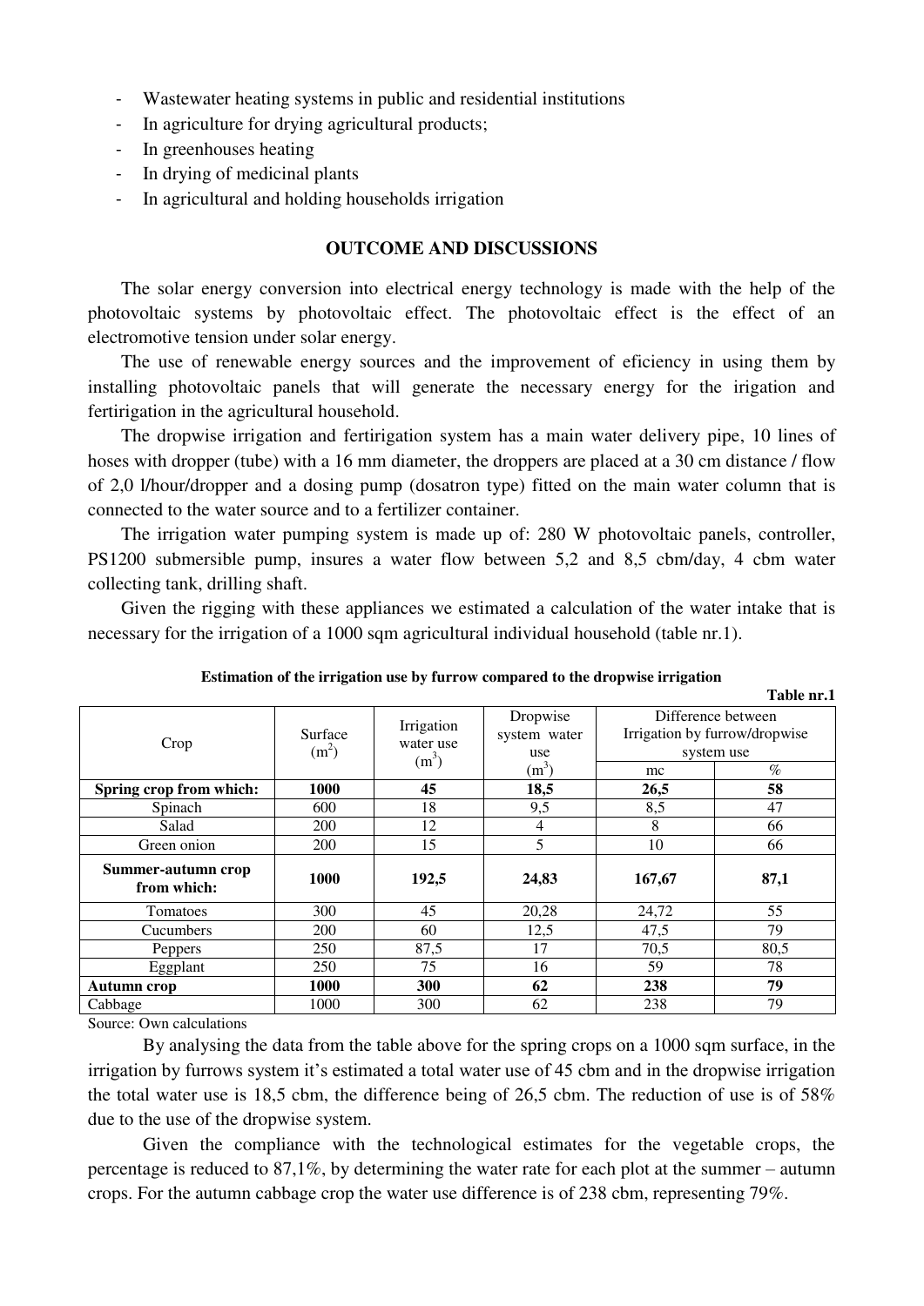- Wastewater heating systems in public and residential institutions
- In agriculture for drying agricultural products;
- In greenhouses heating
- In drying of medicinal plants
- In agricultural and holding households irrigation

## OUTCOME AND DISCUSSIONS

The solar energy conversion into electrical energy technology is made with the help of the photovoltaic systems by photovoltaic effect. The photovoltaic effect is the effect of an electromotive tension under solar energy.

The use of renewable energy sources and the improvement of eficiency in using them by installing photovoltaic panels that will generate the necessary energy for the irigation and fertirigation in the agricultural household.

The dropwise irrigation and fertirigation system has a main water delivery pipe, 10 lines of hoses with dropper (tube) with a 16 mm diameter, the droppers are placed at a 30 cm distance / flow of 2,0 l/hour/dropper and a dosing pump (dosatron type) fitted on the main water column that is connected to the water source and to a fertilizer container.

The irrigation water pumping system is made up of: 280 W photovoltaic panels, controller, PS1200 submersible pump, insures a water flow between 5,2 and 8,5 cbm/day, 4 cbm water collecting tank, drilling shaft.

Given the rigging with these appliances we estimated a calculation of the water intake that is necessary for the irrigation of a 1000 sqm agricultural individual household (table nr.1).

**Estimation of the irrigation use by furrow compared to the dropwise irrigation**

**Table nr.1**

| Crop | Surface ($m^2$) | Irrigation water use ($m^3$) | Dropwise system water use ($m^3$) | Difference between Irrigation by furrow/dropwise system use | |
|---|---|---|---|---|---|
| | | | | mc | % |
| **Spring crop from which:** | **1000** | **45** | **18,5** | **26,5** | **58** |
| Spinach | 600 | 18 | 9,5 | 8,5 | 47 |
| Salad | 200 | 12 | 4 | 8 | 66 |
| Green onion | 200 | 15 | 5 | 10 | 66 |
| **Summer-autumn crop from which:** | **1000** | **192,5** | **24,83** | **167,67** | **87,1** |
| Tomatoes | 300 | 45 | 20,28 | 24,72 | 55 |
| Cucumbers | 200 | 60 | 12,5 | 47,5 | 79 |
| Peppers | 250 | 87,5 | 17 | 70,5 | 80,5 |
| Eggplant | 250 | 75 | 16 | 59 | 78 |
| **Autumn crop** | **1000** | **300** | **62** | **238** | **79** |
| Cabbage | 1000 | 300 | 62 | 238 | 79 |

Source: Own calculations

By analysing the data from the table above for the spring crops on a 1000 sqm surface, in the irrigation by furrows system it's estimated a total water use of 45 cbm and in the dropwise irrigation the total water use is 18,5 cbm, the difference being of 26,5 cbm. The reduction of use is of 58% due to the use of the dropwise system.

Given the compliance with the technological estimates for the vegetable crops, the percentage is reduced to 87,1%, by determining the water rate for each plot at the summer – autumn crops. For the autumn cabbage crop the water use difference is of 238 cbm, representing 79%.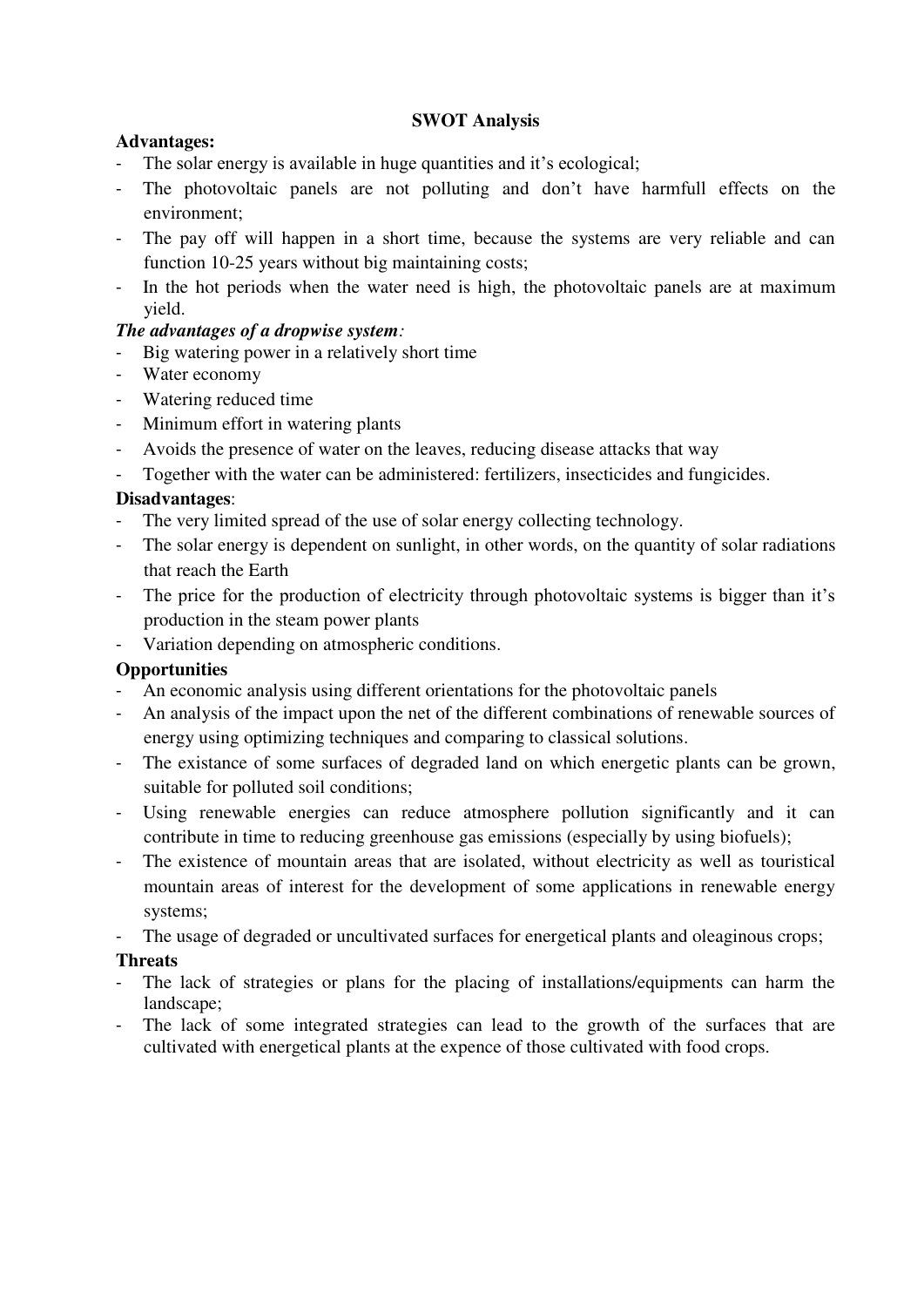## SWOT Analysis

**Advantages:**

- The solar energy is available in huge quantities and it's ecological;
- The photovoltaic panels are not polluting and don't have harmfull effects on the environment;
- The pay off will happen in a short time, because the systems are very reliable and can function 10-25 years without big maintaining costs;
- In the hot periods when the water need is high, the photovoltaic panels are at maximum yield.

***The advantages of a dropwise system:***

- Big watering power in a relatively short time
- Water economy
- Watering reduced time
- Minimum effort in watering plants
- Avoids the presence of water on the leaves, reducing disease attacks that way
- Together with the water can be administered: fertilizers, insecticides and fungicides.

**Disadvantages**:

- The very limited spread of the use of solar energy collecting technology.
- The solar energy is dependent on sunlight, in other words, on the quantity of solar radiations that reach the Earth
- The price for the production of electricity through photovoltaic systems is bigger than it's production in the steam power plants
- Variation depending on atmospheric conditions.

**Opportunities**

- An economic analysis using different orientations for the photovoltaic panels
- An analysis of the impact upon the net of the different combinations of renewable sources of energy using optimizing techniques and comparing to classical solutions.
- The existance of some surfaces of degraded land on which energetic plants can be grown, suitable for polluted soil conditions;
- Using renewable energies can reduce atmosphere pollution significantly and it can contribute in time to reducing greenhouse gas emissions (especially by using biofuels);
- The existence of mountain areas that are isolated, without electricity as well as touristical mountain areas of interest for the development of some applications in renewable energy systems;
- The usage of degraded or uncultivated surfaces for energetical plants and oleaginous crops;

**Threats**

- The lack of strategies or plans for the placing of installations/equipments can harm the landscape;
- The lack of some integrated strategies can lead to the growth of the surfaces that are cultivated with energetical plants at the expence of those cultivated with food crops.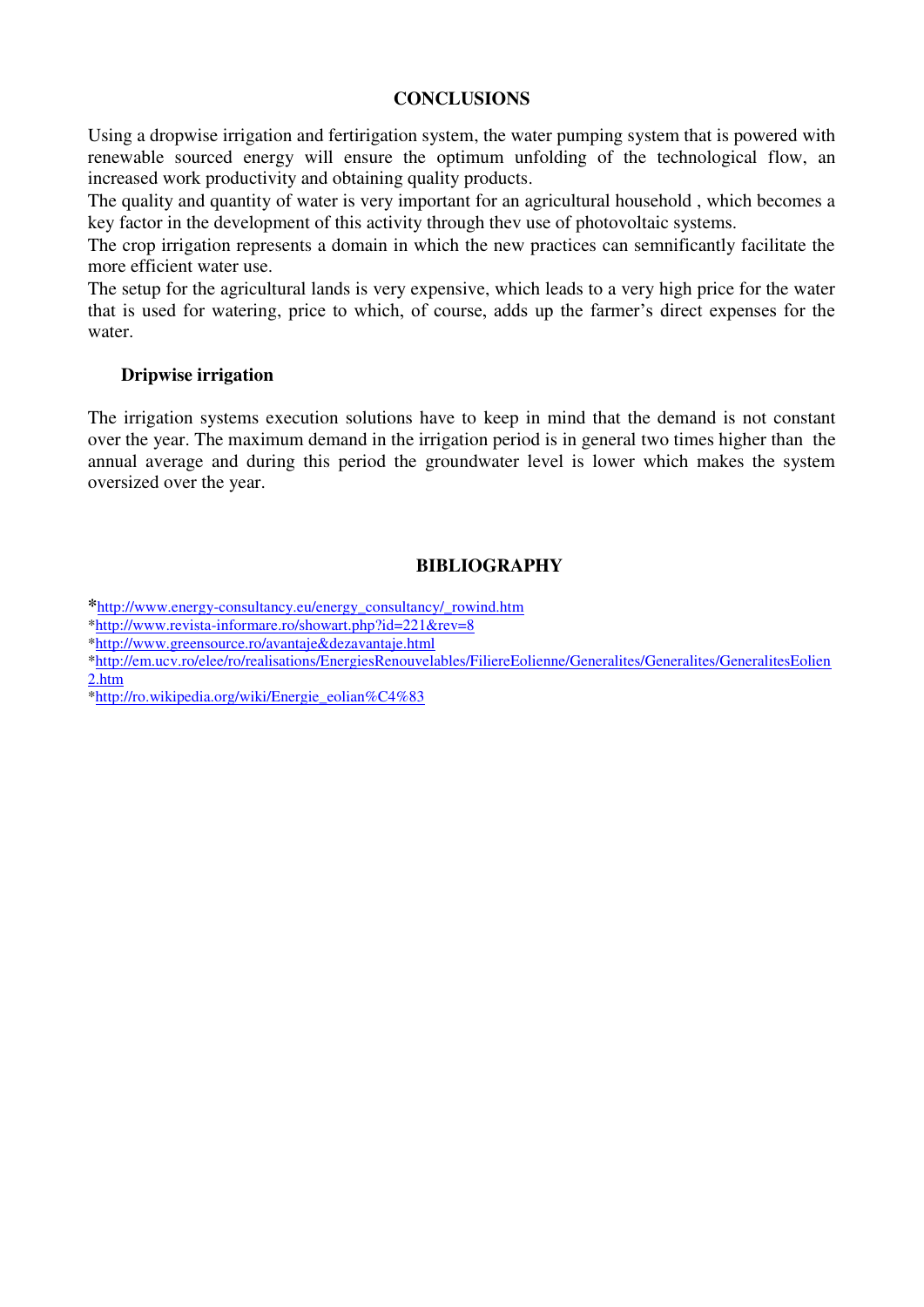## CONCLUSIONS

Using a dropwise irrigation and fertirigation system, the water pumping system that is powered with renewable sourced energy will ensure the optimum unfolding of the technological flow, an increased work productivity and obtaining quality products.
The quality and quantity of water is very important for an agricultural household , which becomes a key factor in the development of this activity through thev use of photovoltaic systems.
The crop irrigation represents a domain in which the new practices can semnificantly facilitate the more efficient water use.
The setup for the agricultural lands is very expensive, which leads to a very high price for the water that is used for watering, price to which, of course, adds up the farmer's direct expenses for the water.

### Dripwise irrigation

The irrigation systems execution solutions have to keep in mind that the demand is not constant over the year. The maximum demand in the irrigation period is in general two times higher than the annual average and during this period the groundwater level is lower which makes the system oversized over the year.

## BIBLIOGRAPHY

*http://www.energy-consultancy.eu/energy_consultancy/_rowind.htm
*http://www.revista-informare.ro/showart.php?id=221&rev=8
*http://www.greensource.ro/avantaje&dezavantaje.html
*http://em.ucv.ro/elee/ro/realisations/EnergiesRenouvelables/FiliereEolienne/Generalites/Generalites/GeneralitesEolien2.htm
*http://ro.wikipedia.org/wiki/Energie_eolian%C4%83